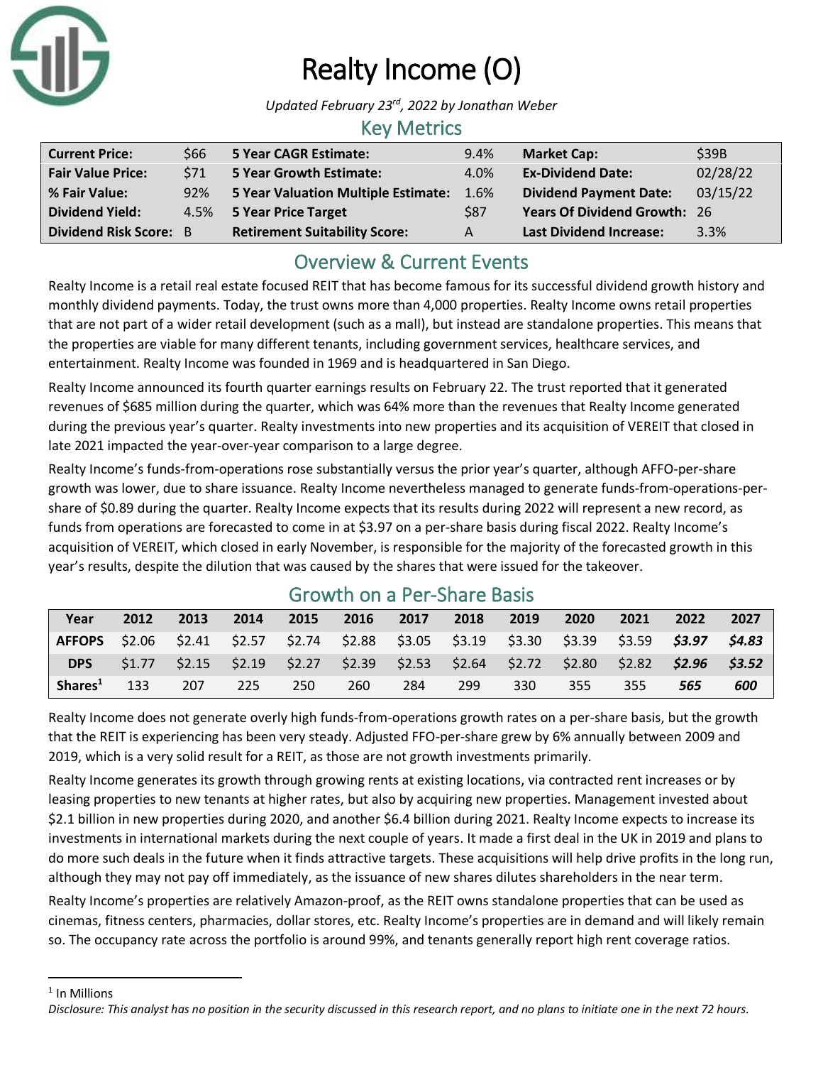# Realty Income (O)

*Updated February 23rd, 2022 by Jonathan Weber*

## Key Metrics

| | | | | | |
|---|---|---|---|---|---|
| **Current Price:** | $66 | **5 Year CAGR Estimate:** | 9.4% | **Market Cap:** | $39B |
| **Fair Value Price:** | $71 | **5 Year Growth Estimate:** | 4.0% | **Ex-Dividend Date:** | 02/28/22 |
| **% Fair Value:** | 92% | **5 Year Valuation Multiple Estimate:** | 1.6% | **Dividend Payment Date:** | 03/15/22 |
| **Dividend Yield:** | 4.5% | **5 Year Price Target** | $87 | **Years Of Dividend Growth:** | 26 |
| **Dividend Risk Score:** | B | **Retirement Suitability Score:** | A | **Last Dividend Increase:** | 3.3% |

## Overview & Current Events

Realty Income is a retail real estate focused REIT that has become famous for its successful dividend growth history and monthly dividend payments. Today, the trust owns more than 4,000 properties. Realty Income owns retail properties that are not part of a wider retail development (such as a mall), but instead are standalone properties. This means that the properties are viable for many different tenants, including government services, healthcare services, and entertainment. Realty Income was founded in 1969 and is headquartered in San Diego.

Realty Income announced its fourth quarter earnings results on February 22. The trust reported that it generated revenues of $685 million during the quarter, which was 64% more than the revenues that Realty Income generated during the previous year's quarter. Realty investments into new properties and its acquisition of VEREIT that closed in late 2021 impacted the year-over-year comparison to a large degree.

Realty Income's funds-from-operations rose substantially versus the prior year's quarter, although AFFO-per-share growth was lower, due to share issuance. Realty Income nevertheless managed to generate funds-from-operations-per-share of $0.89 during the quarter. Realty Income expects that its results during 2022 will represent a new record, as funds from operations are forecasted to come in at $3.97 on a per-share basis during fiscal 2022. Realty Income's acquisition of VEREIT, which closed in early November, is responsible for the majority of the forecasted growth in this year's results, despite the dilution that was caused by the shares that were issued for the takeover.

## Growth on a Per-Share Basis

| Year | 2012 | 2013 | 2014 | 2015 | 2016 | 2017 | 2018 | 2019 | 2020 | 2021 | 2022 | 2027 |
|---|---|---|---|---|---|---|---|---|---|---|---|---|
| **AFFOPS** | $2.06 | $2.41 | $2.57 | $2.74 | $2.88 | $3.05 | $3.19 | $3.30 | $3.39 | $3.59 | ***$3.97*** | ***$4.83*** |
| **DPS** | $1.77 | $2.15 | $2.19 | $2.27 | $2.39 | $2.53 | $2.64 | $2.72 | $2.80 | $2.82 | ***$2.96*** | ***$3.52*** |
| **Shares[1]** | 133 | 207 | 225 | 250 | 260 | 284 | 299 | 330 | 355 | 355 | ***565*** | ***600*** |

Realty Income does not generate overly high funds-from-operations growth rates on a per-share basis, but the growth that the REIT is experiencing has been very steady. Adjusted FFO-per-share grew by 6% annually between 2009 and 2019, which is a very solid result for a REIT, as those are not growth investments primarily.

Realty Income generates its growth through growing rents at existing locations, via contracted rent increases or by leasing properties to new tenants at higher rates, but also by acquiring new properties. Management invested about $2.1 billion in new properties during 2020, and another $6.4 billion during 2021. Realty Income expects to increase its investments in international markets during the next couple of years. It made a first deal in the UK in 2019 and plans to do more such deals in the future when it finds attractive targets. These acquisitions will help drive profits in the long run, although they may not pay off immediately, as the issuance of new shares dilutes shareholders in the near term.

Realty Income's properties are relatively Amazon-proof, as the REIT owns standalone properties that can be used as cinemas, fitness centers, pharmacies, dollar stores, etc. Realty Income's properties are in demand and will likely remain so. The occupancy rate across the portfolio is around 99%, and tenants generally report high rent coverage ratios.

---

[1] In Millions

*Disclosure: This analyst has no position in the security discussed in this research report, and no plans to initiate one in the next 72 hours.*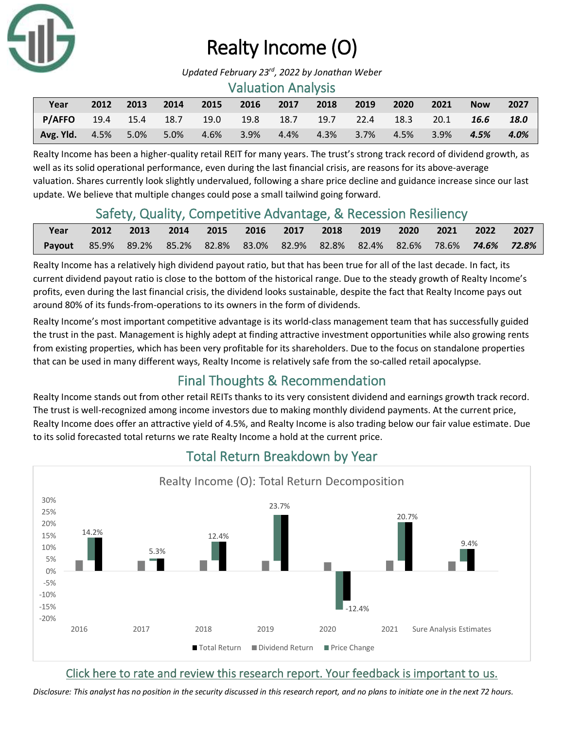# Realty Income (O)

*Updated February 23rd, 2022 by Jonathan Weber*

## Valuation Analysis

| Year | 2012 | 2013 | 2014 | 2015 | 2016 | 2017 | 2018 | 2019 | 2020 | 2021 | Now | 2027 |
|---|---|---|---|---|---|---|---|---|---|---|---|---|
| P/AFFO | 19.4 | 15.4 | 18.7 | 19.0 | 19.8 | 18.7 | 19.7 | 22.4 | 18.3 | 20.1 | ***16.6*** | ***18.0*** |
| Avg. Yld. | 4.5% | 5.0% | 5.0% | 4.6% | 3.9% | 4.4% | 4.3% | 3.7% | 4.5% | 3.9% | ***4.5%*** | ***4.0%*** |

Realty Income has been a higher-quality retail REIT for many years. The trust's strong track record of dividend growth, as well as its solid operational performance, even during the last financial crisis, are reasons for its above-average valuation. Shares currently look slightly undervalued, following a share price decline and guidance increase since our last update. We believe that multiple changes could pose a small tailwind going forward.

## Safety, Quality, Competitive Advantage, & Recession Resiliency

| Year | 2012 | 2013 | 2014 | 2015 | 2016 | 2017 | 2018 | 2019 | 2020 | 2021 | 2022 | 2027 |
|---|---|---|---|---|---|---|---|---|---|---|---|---|
| Payout | 85.9% | 89.2% | 85.2% | 82.8% | 83.0% | 82.9% | 82.8% | 82.4% | 82.6% | 78.6% | ***74.6%*** | ***72.8%*** |

Realty Income has a relatively high dividend payout ratio, but that has been true for all of the last decade. In fact, its current dividend payout ratio is close to the bottom of the historical range. Due to the steady growth of Realty Income's profits, even during the last financial crisis, the dividend looks sustainable, despite the fact that Realty Income pays out around 80% of its funds-from-operations to its owners in the form of dividends.

Realty Income's most important competitive advantage is its world-class management team that has successfully guided the trust in the past. Management is highly adept at finding attractive investment opportunities while also growing rents from existing properties, which has been very profitable for its shareholders. Due to the focus on standalone properties that can be used in many different ways, Realty Income is relatively safe from the so-called retail apocalypse.

## Final Thoughts & Recommendation

Realty Income stands out from other retail REITs thanks to its very consistent dividend and earnings growth track record. The trust is well-recognized among income investors due to making monthly dividend payments. At the current price, Realty Income does offer an attractive yield of 4.5%, and Realty Income is also trading below our fair value estimate. Due to its solid forecasted total returns we rate Realty Income a hold at the current price.

## Total Return Breakdown by Year

Realty Income (O): Total Return Decomposition

| | 2016 | 2017 | 2018 | 2019 | 2020 | 2021 | Sure Analysis Estimates |
|---|---|---|---|---|---|---|---|
| Total Return | 14.2% | 5.3% | 12.4% | 23.7% | -12.4% | 20.7% | 9.4% |

Legend: Total Return, Dividend Return, Price Change

Click here to rate and review this research report. Your feedback is important to us.

*Disclosure: This analyst has no position in the security discussed in this research report, and no plans to initiate one in the next 72 hours.*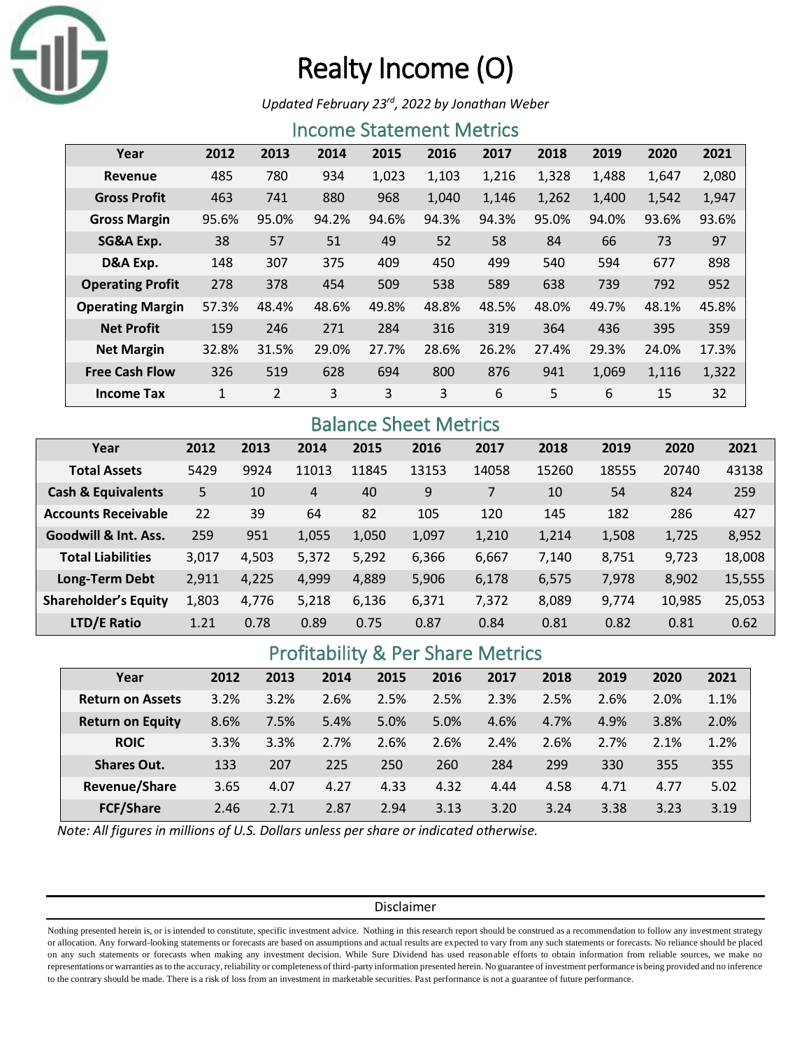# Realty Income (O)

*Updated February 23rd, 2022 by Jonathan Weber*

## Income Statement Metrics

| Year | 2012 | 2013 | 2014 | 2015 | 2016 | 2017 | 2018 | 2019 | 2020 | 2021 |
|---|---|---|---|---|---|---|---|---|---|---|
| Revenue | 485 | 780 | 934 | 1,023 | 1,103 | 1,216 | 1,328 | 1,488 | 1,647 | 2,080 |
| Gross Profit | 463 | 741 | 880 | 968 | 1,040 | 1,146 | 1,262 | 1,400 | 1,542 | 1,947 |
| Gross Margin | 95.6% | 95.0% | 94.2% | 94.6% | 94.3% | 94.3% | 95.0% | 94.0% | 93.6% | 93.6% |
| SG&A Exp. | 38 | 57 | 51 | 49 | 52 | 58 | 84 | 66 | 73 | 97 |
| D&A Exp. | 148 | 307 | 375 | 409 | 450 | 499 | 540 | 594 | 677 | 898 |
| Operating Profit | 278 | 378 | 454 | 509 | 538 | 589 | 638 | 739 | 792 | 952 |
| Operating Margin | 57.3% | 48.4% | 48.6% | 49.8% | 48.8% | 48.5% | 48.0% | 49.7% | 48.1% | 45.8% |
| Net Profit | 159 | 246 | 271 | 284 | 316 | 319 | 364 | 436 | 395 | 359 |
| Net Margin | 32.8% | 31.5% | 29.0% | 27.7% | 28.6% | 26.2% | 27.4% | 29.3% | 24.0% | 17.3% |
| Free Cash Flow | 326 | 519 | 628 | 694 | 800 | 876 | 941 | 1,069 | 1,116 | 1,322 |
| Income Tax | 1 | 2 | 3 | 3 | 3 | 6 | 5 | 6 | 15 | 32 |

## Balance Sheet Metrics

| Year | 2012 | 2013 | 2014 | 2015 | 2016 | 2017 | 2018 | 2019 | 2020 | 2021 |
|---|---|---|---|---|---|---|---|---|---|---|
| Total Assets | 5429 | 9924 | 11013 | 11845 | 13153 | 14058 | 15260 | 18555 | 20740 | 43138 |
| Cash & Equivalents | 5 | 10 | 4 | 40 | 9 | 7 | 10 | 54 | 824 | 259 |
| Accounts Receivable | 22 | 39 | 64 | 82 | 105 | 120 | 145 | 182 | 286 | 427 |
| Goodwill & Int. Ass. | 259 | 951 | 1,055 | 1,050 | 1,097 | 1,210 | 1,214 | 1,508 | 1,725 | 8,952 |
| Total Liabilities | 3,017 | 4,503 | 5,372 | 5,292 | 6,366 | 6,667 | 7,140 | 8,751 | 9,723 | 18,008 |
| Long-Term Debt | 2,911 | 4,225 | 4,999 | 4,889 | 5,906 | 6,178 | 6,575 | 7,978 | 8,902 | 15,555 |
| Shareholder's Equity | 1,803 | 4,776 | 5,218 | 6,136 | 6,371 | 7,372 | 8,089 | 9,774 | 10,985 | 25,053 |
| LTD/E Ratio | 1.21 | 0.78 | 0.89 | 0.75 | 0.87 | 0.84 | 0.81 | 0.82 | 0.81 | 0.62 |

## Profitability & Per Share Metrics

| Year | 2012 | 2013 | 2014 | 2015 | 2016 | 2017 | 2018 | 2019 | 2020 | 2021 |
|---|---|---|---|---|---|---|---|---|---|---|
| Return on Assets | 3.2% | 3.2% | 2.6% | 2.5% | 2.5% | 2.3% | 2.5% | 2.6% | 2.0% | 1.1% |
| Return on Equity | 8.6% | 7.5% | 5.4% | 5.0% | 5.0% | 4.6% | 4.7% | 4.9% | 3.8% | 2.0% |
| ROIC | 3.3% | 3.3% | 2.7% | 2.6% | 2.6% | 2.4% | 2.6% | 2.7% | 2.1% | 1.2% |
| Shares Out. | 133 | 207 | 225 | 250 | 260 | 284 | 299 | 330 | 355 | 355 |
| Revenue/Share | 3.65 | 4.07 | 4.27 | 4.33 | 4.32 | 4.44 | 4.58 | 4.71 | 4.77 | 5.02 |
| FCF/Share | 2.46 | 2.71 | 2.87 | 2.94 | 3.13 | 3.20 | 3.24 | 3.38 | 3.23 | 3.19 |

*Note: All figures in millions of U.S. Dollars unless per share or indicated otherwise.*

---

Disclaimer

Nothing presented herein is, or is intended to constitute, specific investment advice. Nothing in this research report should be construed as a recommendation to follow any investment strategy or allocation. Any forward-looking statements or forecasts are based on assumptions and actual results are expected to vary from any such statements or forecasts. No reliance should be placed on any such statements or forecasts when making any investment decision. While Sure Dividend has used reasonable efforts to obtain information from reliable sources, we make no representations or warranties as to the accuracy, reliability or completeness of third-party information presented herein. No guarantee of investment performance is being provided and no inference to the contrary should be made. There is a risk of loss from an investment in marketable securities. Past performance is not a guarantee of future performance.